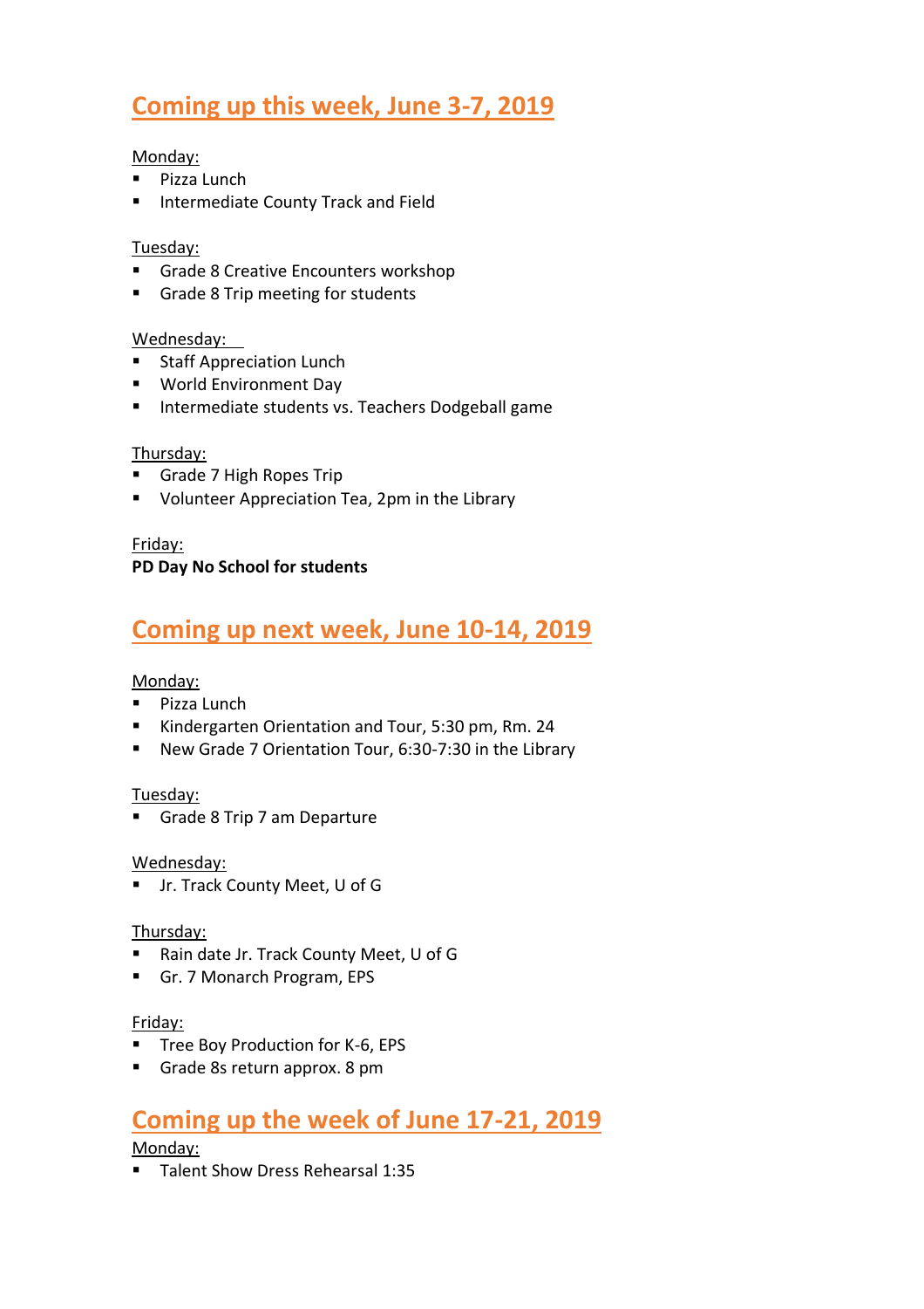## Coming up this week, June 3-7, 2019

Monday:

- Pizza Lunch
- Intermediate County Track and Field

Tuesday:

- Grade 8 Creative Encounters workshop
- Grade 8 Trip meeting for students

Wednesday:

- Staff Appreciation Lunch
- World Environment Day
- Intermediate students vs. Teachers Dodgeball game

Thursday:

- Grade 7 High Ropes Trip
- Volunteer Appreciation Tea, 2pm in the Library

Friday:

**PD Day No School for students**

## Coming up next week, June 10-14, 2019

Monday:

- Pizza Lunch
- Kindergarten Orientation and Tour, 5:30 pm, Rm. 24
- New Grade 7 Orientation Tour, 6:30-7:30 in the Library

Tuesday:

- Grade 8 Trip 7 am Departure

Wednesday:

- Jr. Track County Meet, U of G

Thursday:

- Rain date Jr. Track County Meet, U of G
- Gr. 7 Monarch Program, EPS

Friday:

- Tree Boy Production for K-6, EPS
- Grade 8s return approx. 8 pm

## Coming up the week of June 17-21, 2019

Monday:

- Talent Show Dress Rehearsal 1:35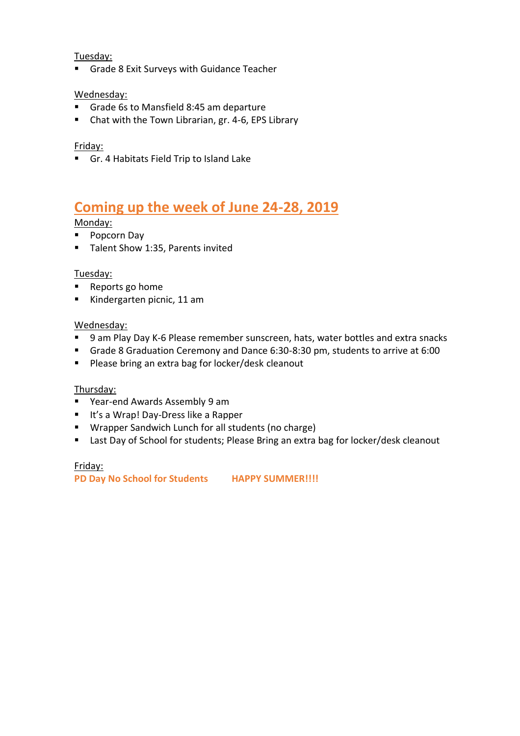Tuesday:

- Grade 8 Exit Surveys with Guidance Teacher

Wednesday:

- Grade 6s to Mansfield 8:45 am departure
- Chat with the Town Librarian, gr. 4-6, EPS Library

Friday:

- Gr. 4 Habitats Field Trip to Island Lake

## Coming up the week of June 24-28, 2019

Monday:

- Popcorn Day
- Talent Show 1:35, Parents invited

Tuesday:

- Reports go home
- Kindergarten picnic, 11 am

Wednesday:

- 9 am Play Day K-6 Please remember sunscreen, hats, water bottles and extra snacks
- Grade 8 Graduation Ceremony and Dance 6:30-8:30 pm, students to arrive at 6:00
- Please bring an extra bag for locker/desk cleanout

Thursday:

- Year-end Awards Assembly 9 am
- It's a Wrap! Day-Dress like a Rapper
- Wrapper Sandwich Lunch for all students (no charge)
- Last Day of School for students; Please Bring an extra bag for locker/desk cleanout

Friday:

**PD Day No School for Students** **HAPPY SUMMER!!!!**